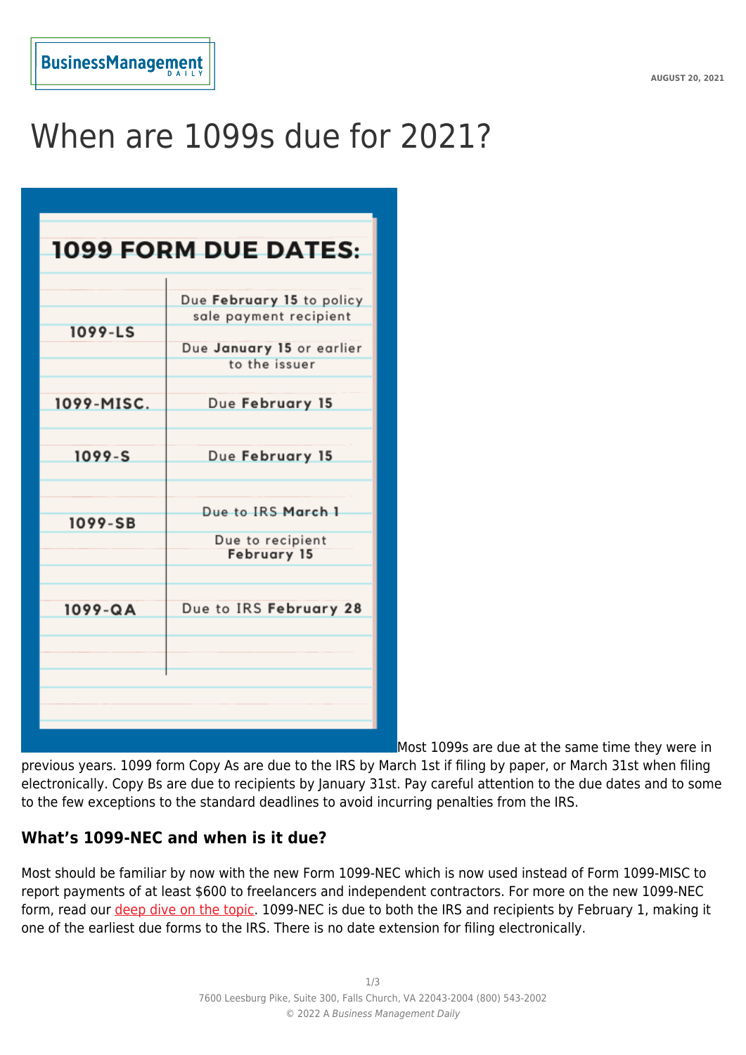# When are 1099s due for 2021?

**1099 FORM DUE DATES:**

| | |
|---|---|
| 1099-LS | Due **February 15** to policy sale payment recipient<br>Due **January 15** or earlier to the issuer |
| 1099-MISC. | Due **February 15** |
| 1099-S | Due **February 15** |
| 1099-SB | Due to IRS **March 1**<br>Due to recipient **February 15** |
| 1099-QA | Due to IRS **February 28** |

Most 1099s are due at the same time they were in previous years. 1099 form Copy As are due to the IRS by March 1st if filing by paper, or March 31st when filing electronically. Copy Bs are due to recipients by January 31st. Pay careful attention to the due dates and to some to the few exceptions to the standard deadlines to avoid incurring penalties from the IRS.

## What's 1099-NEC and when is it due?

Most should be familiar by now with the new Form 1099-NEC which is now used instead of Form 1099-MISC to report payments of at least $600 to freelancers and independent contractors. For more on the new 1099-NEC form, read our deep dive on the topic. 1099-NEC is due to both the IRS and recipients by February 1, making it one of the earliest due forms to the IRS. There is no date extension for filing electronically.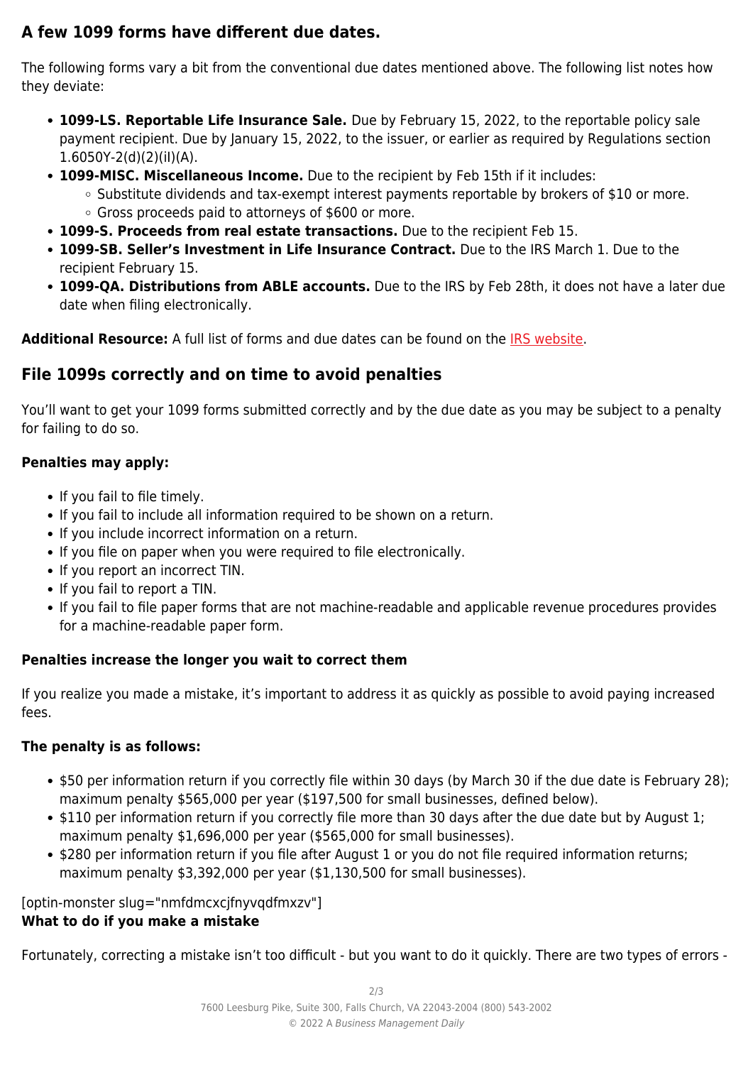## A few 1099 forms have different due dates.

The following forms vary a bit from the conventional due dates mentioned above. The following list notes how they deviate:

- **1099-LS. Reportable Life Insurance Sale.** Due by February 15, 2022, to the reportable policy sale payment recipient. Due by January 15, 2022, to the issuer, or earlier as required by Regulations section 1.6050Y-2(d)(2)(il)(A).
- **1099-MISC. Miscellaneous Income.** Due to the recipient by Feb 15th if it includes:
  - Substitute dividends and tax-exempt interest payments reportable by brokers of $10 or more.
  - Gross proceeds paid to attorneys of $600 or more.
- **1099-S. Proceeds from real estate transactions.** Due to the recipient Feb 15.
- **1099-SB. Seller's Investment in Life Insurance Contract.** Due to the IRS March 1. Due to the recipient February 15.
- **1099-QA. Distributions from ABLE accounts.** Due to the IRS by Feb 28th, it does not have a later due date when filing electronically.

**Additional Resource:** A full list of forms and due dates can be found on the IRS website.

## File 1099s correctly and on time to avoid penalties

You'll want to get your 1099 forms submitted correctly and by the due date as you may be subject to a penalty for failing to do so.

### Penalties may apply:

- If you fail to file timely.
- If you fail to include all information required to be shown on a return.
- If you include incorrect information on a return.
- If you file on paper when you were required to file electronically.
- If you report an incorrect TIN.
- If you fail to report a TIN.
- If you fail to file paper forms that are not machine-readable and applicable revenue procedures provides for a machine-readable paper form.

### Penalties increase the longer you wait to correct them

If you realize you made a mistake, it's important to address it as quickly as possible to avoid paying increased fees.

### The penalty is as follows:

- $50 per information return if you correctly file within 30 days (by March 30 if the due date is February 28); maximum penalty $565,000 per year ($197,500 for small businesses, defined below).
- $110 per information return if you correctly file more than 30 days after the due date but by August 1; maximum penalty $1,696,000 per year ($565,000 for small businesses).
- $280 per information return if you file after August 1 or you do not file required information returns; maximum penalty $3,392,000 per year ($1,130,500 for small businesses).

[optin-monster slug="nmfdmcxcjfnyvqdfmxzv"]

**What to do if you make a mistake**

Fortunately, correcting a mistake isn't too difficult - but you want to do it quickly. There are two types of errors -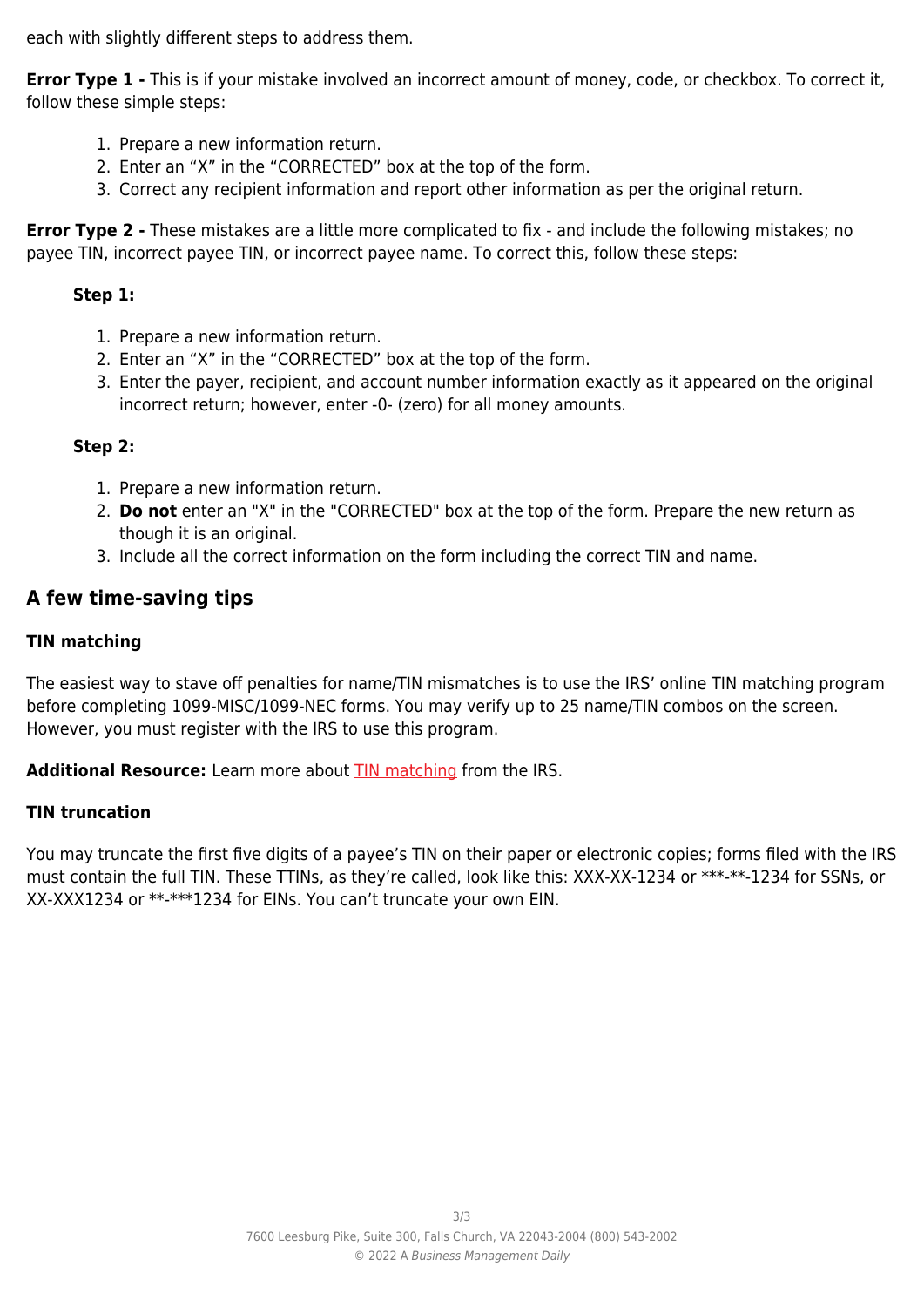each with slightly different steps to address them.

**Error Type 1 -** This is if your mistake involved an incorrect amount of money, code, or checkbox. To correct it, follow these simple steps:

1. Prepare a new information return.
2. Enter an "X" in the "CORRECTED" box at the top of the form.
3. Correct any recipient information and report other information as per the original return.

**Error Type 2 -** These mistakes are a little more complicated to fix - and include the following mistakes; no payee TIN, incorrect payee TIN, or incorrect payee name. To correct this, follow these steps:

**Step 1:**

1. Prepare a new information return.
2. Enter an "X" in the "CORRECTED" box at the top of the form.
3. Enter the payer, recipient, and account number information exactly as it appeared on the original incorrect return; however, enter -0- (zero) for all money amounts.

**Step 2:**

1. Prepare a new information return.
2. **Do not** enter an "X" in the "CORRECTED" box at the top of the form. Prepare the new return as though it is an original.
3. Include all the correct information on the form including the correct TIN and name.

## A few time-saving tips

### TIN matching

The easiest way to stave off penalties for name/TIN mismatches is to use the IRS' online TIN matching program before completing 1099-MISC/1099-NEC forms. You may verify up to 25 name/TIN combos on the screen. However, you must register with the IRS to use this program.

**Additional Resource:** Learn more about TIN matching from the IRS.

### TIN truncation

You may truncate the first five digits of a payee's TIN on their paper or electronic copies; forms filed with the IRS must contain the full TIN. These TTINs, as they're called, look like this: XXX-XX-1234 or ***-**-1234 for SSNs, or XX-XXX1234 or **-***1234 for EINs. You can't truncate your own EIN.